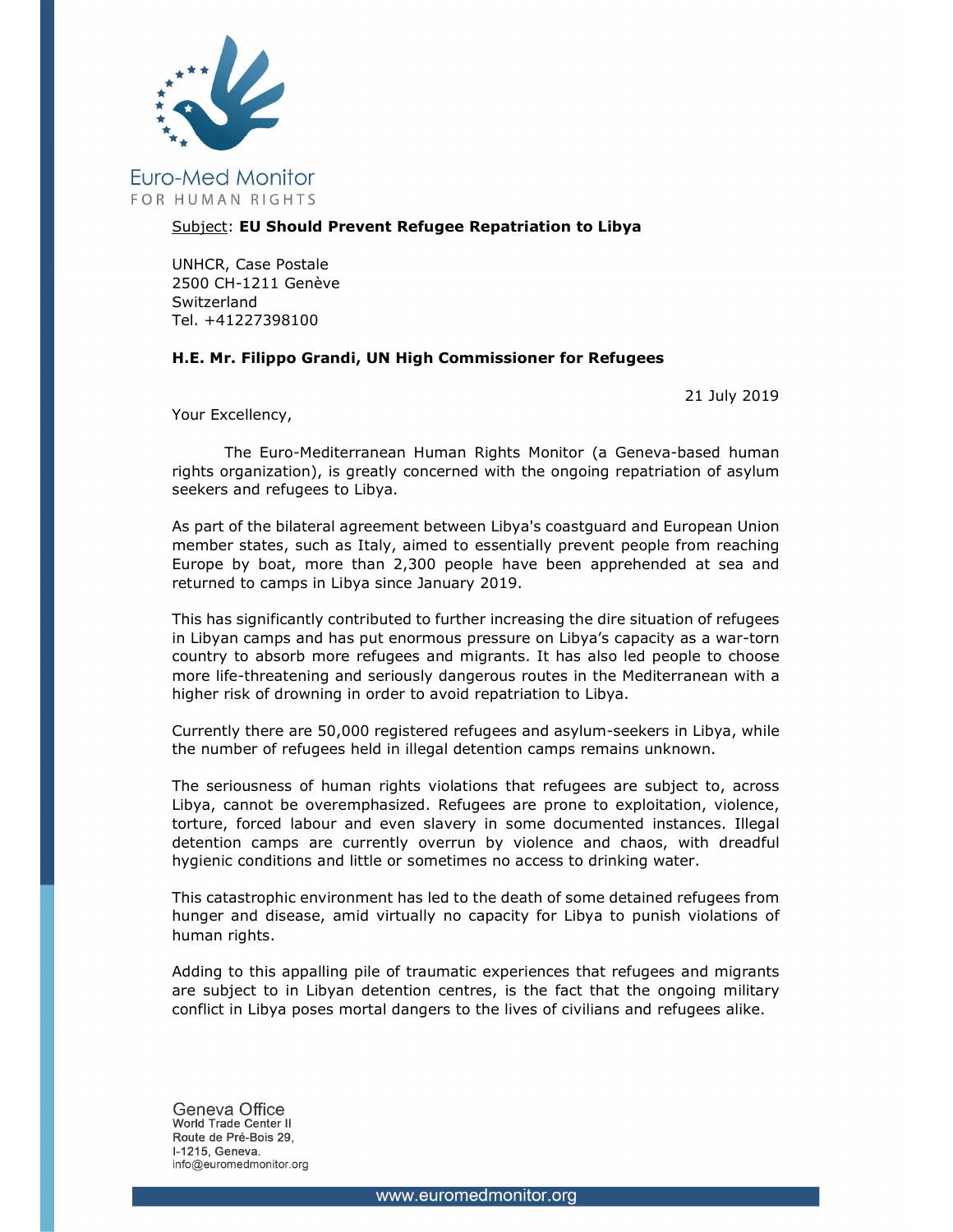Euro-Med Monitor
FOR HUMAN RIGHTS

Subject: **EU Should Prevent Refugee Repatriation to Libya**

UNHCR, Case Postale
2500 CH-1211 Genève
Switzerland
Tel. +41227398100

**H.E. Mr. Filippo Grandi, UN High Commissioner for Refugees**

21 July 2019

Your Excellency,

The Euro-Mediterranean Human Rights Monitor (a Geneva-based human rights organization), is greatly concerned with the ongoing repatriation of asylum seekers and refugees to Libya.

As part of the bilateral agreement between Libya's coastguard and European Union member states, such as Italy, aimed to essentially prevent people from reaching Europe by boat, more than 2,300 people have been apprehended at sea and returned to camps in Libya since January 2019.

This has significantly contributed to further increasing the dire situation of refugees in Libyan camps and has put enormous pressure on Libya's capacity as a war-torn country to absorb more refugees and migrants. It has also led people to choose more life-threatening and seriously dangerous routes in the Mediterranean with a higher risk of drowning in order to avoid repatriation to Libya.

Currently there are 50,000 registered refugees and asylum-seekers in Libya, while the number of refugees held in illegal detention camps remains unknown.

The seriousness of human rights violations that refugees are subject to, across Libya, cannot be overemphasized. Refugees are prone to exploitation, violence, torture, forced labour and even slavery in some documented instances. Illegal detention camps are currently overrun by violence and chaos, with dreadful hygienic conditions and little or sometimes no access to drinking water.

This catastrophic environment has led to the death of some detained refugees from hunger and disease, amid virtually no capacity for Libya to punish violations of human rights.

Adding to this appalling pile of traumatic experiences that refugees and migrants are subject to in Libyan detention centres, is the fact that the ongoing military conflict in Libya poses mortal dangers to the lives of civilians and refugees alike.

Geneva Office
World Trade Center II
Route de Pré-Bois 29,
I-1215, Geneva.
info@euromedmonitor.org

www.euromedmonitor.org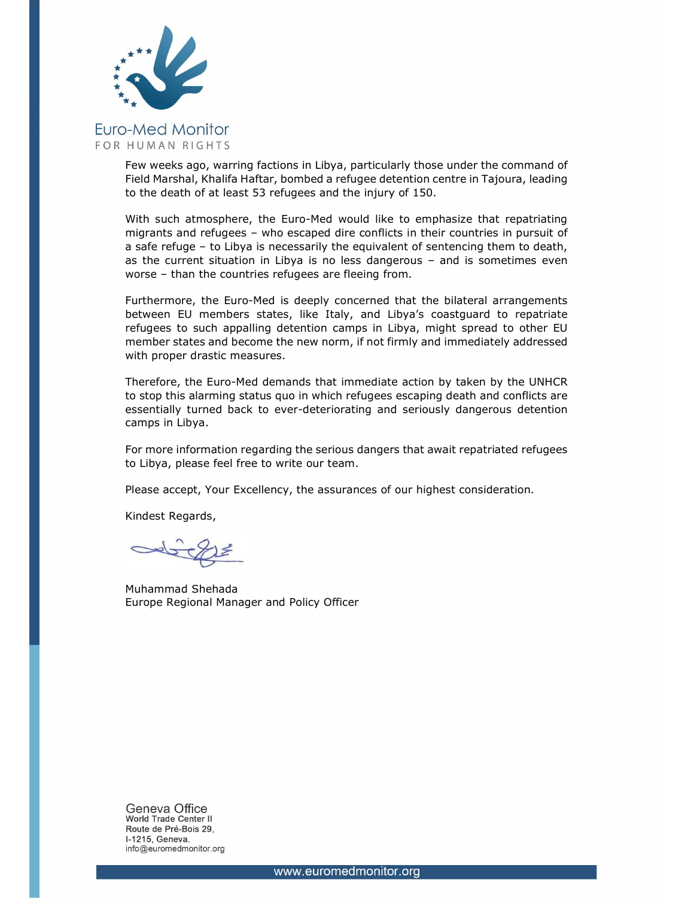Few weeks ago, warring factions in Libya, particularly those under the command of Field Marshal, Khalifa Haftar, bombed a refugee detention centre in Tajoura, leading to the death of at least 53 refugees and the injury of 150.

With such atmosphere, the Euro-Med would like to emphasize that repatriating migrants and refugees – who escaped dire conflicts in their countries in pursuit of a safe refuge – to Libya is necessarily the equivalent of sentencing them to death, as the current situation in Libya is no less dangerous – and is sometimes even worse – than the countries refugees are fleeing from.

Furthermore, the Euro-Med is deeply concerned that the bilateral arrangements between EU members states, like Italy, and Libya's coastguard to repatriate refugees to such appalling detention camps in Libya, might spread to other EU member states and become the new norm, if not firmly and immediately addressed with proper drastic measures.

Therefore, the Euro-Med demands that immediate action by taken by the UNHCR to stop this alarming status quo in which refugees escaping death and conflicts are essentially turned back to ever-deteriorating and seriously dangerous detention camps in Libya.

For more information regarding the serious dangers that await repatriated refugees to Libya, please feel free to write our team.

Please accept, Your Excellency, the assurances of our highest consideration.

Kindest Regards,

Muhammad Shehada
Europe Regional Manager and Policy Officer

Geneva Office
World Trade Center II
Route de Pré-Bois 29,
I-1215, Geneva.
info@euromedmonitor.org

www.euromedmonitor.org